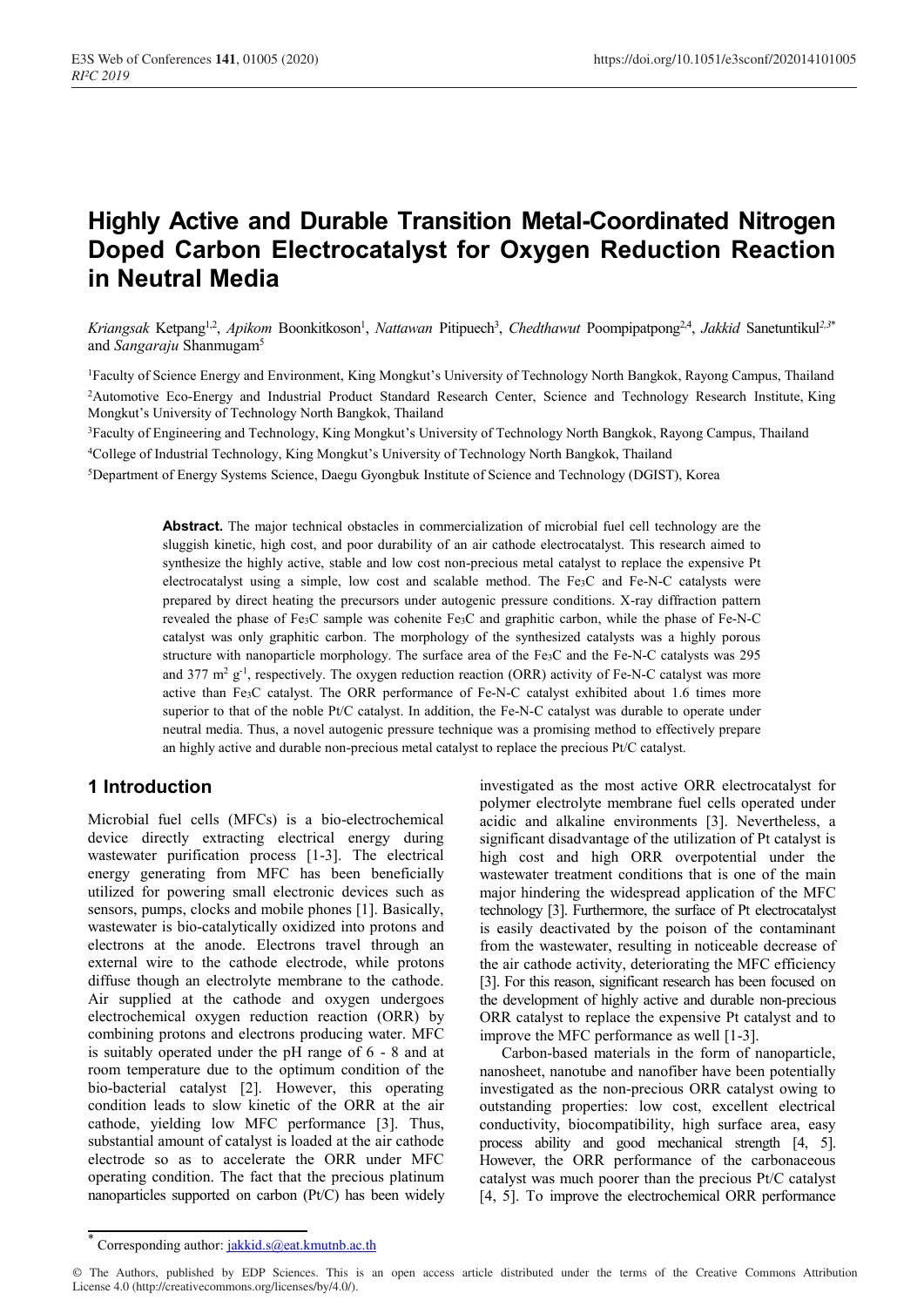# Highly Active and Durable Transition Metal-Coordinated Nitrogen Doped Carbon Electrocatalyst for Oxygen Reduction Reaction in Neutral Media

*Kriangsak* Ketpang[1,2], *Apikom* Boonkitkoson[1], *Nattawan* Pitipuech[3], *Chedthawut* Poompipatpong[2,4], *Jakkid* Sanetuntikul[2,3*] and *Sangaraju* Shanmugam[5]

[1]Faculty of Science Energy and Environment, King Mongkut's University of Technology North Bangkok, Rayong Campus, Thailand

[2]Automotive Eco-Energy and Industrial Product Standard Research Center, Science and Technology Research Institute, King Mongkut's University of Technology North Bangkok, Thailand

[3]Faculty of Engineering and Technology, King Mongkut's University of Technology North Bangkok, Rayong Campus, Thailand

[4]College of Industrial Technology, King Mongkut's University of Technology North Bangkok, Thailand

[5]Department of Energy Systems Science, Daegu Gyongbuk Institute of Science and Technology (DGIST), Korea

**Abstract.** The major technical obstacles in commercialization of microbial fuel cell technology are the sluggish kinetic, high cost, and poor durability of an air cathode electrocatalyst. This research aimed to synthesize the highly active, stable and low cost non-precious metal catalyst to replace the expensive Pt electrocatalyst using a simple, low cost and scalable method. The $Fe_3C$ and Fe-N-C catalysts were prepared by direct heating the precursors under autogenic pressure conditions. X-ray diffraction pattern revealed the phase of $Fe_3C$ sample was cohenite $Fe_3C$ and graphitic carbon, while the phase of Fe-N-C catalyst was only graphitic carbon. The morphology of the synthesized catalysts was a highly porous structure with nanoparticle morphology. The surface area of the $Fe_3C$ and the Fe-N-C catalysts was 295 and 377 $m^2$ $g^{-1}$, respectively. The oxygen reduction reaction (ORR) activity of Fe-N-C catalyst was more active than $Fe_3C$ catalyst. The ORR performance of Fe-N-C catalyst exhibited about 1.6 times more superior to that of the noble Pt/C catalyst. In addition, the Fe-N-C catalyst was durable to operate under neutral media. Thus, a novel autogenic pressure technique was a promising method to effectively prepare an highly active and durable non-precious metal catalyst to replace the precious Pt/C catalyst.

## 1 Introduction

Microbial fuel cells (MFCs) is a bio-electrochemical device directly extracting electrical energy during wastewater purification process [1-3]. The electrical energy generating from MFC has been beneficially utilized for powering small electronic devices such as sensors, pumps, clocks and mobile phones [1]. Basically, wastewater is bio-catalytically oxidized into protons and electrons at the anode. Electrons travel through an external wire to the cathode electrode, while protons diffuse though an electrolyte membrane to the cathode. Air supplied at the cathode and oxygen undergoes electrochemical oxygen reduction reaction (ORR) by combining protons and electrons producing water. MFC is suitably operated under the pH range of 6 - 8 and at room temperature due to the optimum condition of the bio-bacterial catalyst [2]. However, this operating condition leads to slow kinetic of the ORR at the air cathode, yielding low MFC performance [3]. Thus, substantial amount of catalyst is loaded at the air cathode electrode so as to accelerate the ORR under MFC operating condition. The fact that the precious platinum nanoparticles supported on carbon (Pt/C) has been widely investigated as the most active ORR electrocatalyst for polymer electrolyte membrane fuel cells operated under acidic and alkaline environments [3]. Nevertheless, a significant disadvantage of the utilization of Pt catalyst is high cost and high ORR overpotential under the wastewater treatment conditions that is one of the main major hindering the widespread application of the MFC technology [3]. Furthermore, the surface of Pt electrocatalyst is easily deactivated by the poison of the contaminant from the wastewater, resulting in noticeable decrease of the air cathode activity, deteriorating the MFC efficiency [3]. For this reason, significant research has been focused on the development of highly active and durable non-precious ORR catalyst to replace the expensive Pt catalyst and to improve the MFC performance as well [1-3].

Carbon-based materials in the form of nanoparticle, nanosheet, nanotube and nanofiber have been potentially investigated as the non-precious ORR catalyst owing to outstanding properties: low cost, excellent electrical conductivity, biocompatibility, high surface area, easy process ability and good mechanical strength [4, 5]. However, the ORR performance of the carbonaceous catalyst was much poorer than the precious Pt/C catalyst [4, 5]. To improve the electrochemical ORR performance

* Corresponding author: jakkid.s@eat.kmutnb.ac.th

© The Authors, published by EDP Sciences. This is an open access article distributed under the terms of the Creative Commons Attribution License 4.0 (http://creativecommons.org/licenses/by/4.0/).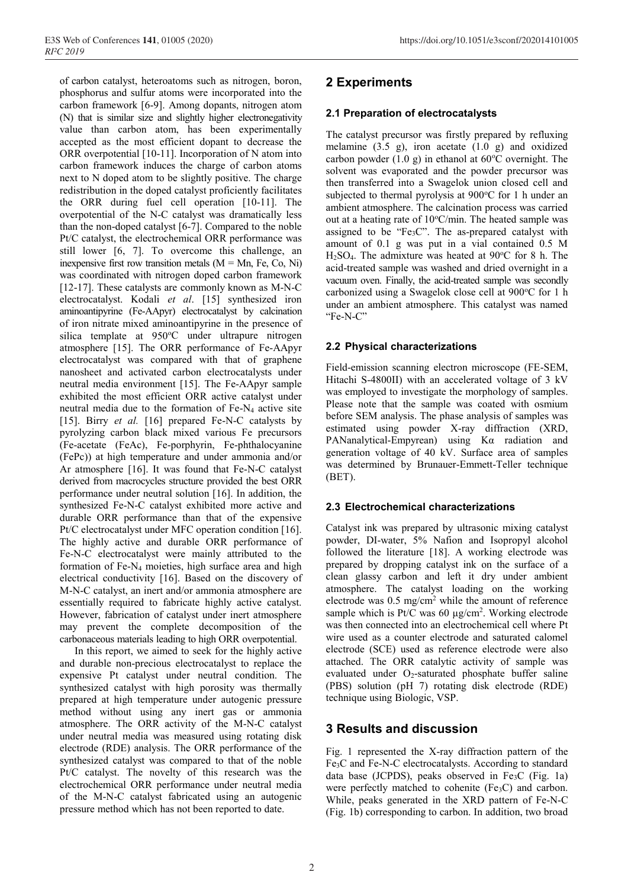of carbon catalyst, heteroatoms such as nitrogen, boron, phosphorus and sulfur atoms were incorporated into the carbon framework [6-9]. Among dopants, nitrogen atom (N) that is similar size and slightly higher electronegativity value than carbon atom, has been experimentally accepted as the most efficient dopant to decrease the ORR overpotential [10-11]. Incorporation of N atom into carbon framework induces the charge of carbon atoms next to N doped atom to be slightly positive. The charge redistribution in the doped catalyst proficiently facilitates the ORR during fuel cell operation [10-11]. The overpotential of the N-C catalyst was dramatically less than the non-doped catalyst [6-7]. Compared to the noble Pt/C catalyst, the electrochemical ORR performance was still lower [6, 7]. To overcome this challenge, an inexpensive first row transition metals (M = Mn, Fe, Co, Ni) was coordinated with nitrogen doped carbon framework [12-17]. These catalysts are commonly known as M-N-C electrocatalyst. Kodali *et al*. [15] synthesized iron aminoantipyrine (Fe-AApyr) electrocatalyst by calcination of iron nitrate mixed aminoantipyrine in the presence of silica template at 950°C under ultrapure nitrogen atmosphere [15]. The ORR performance of Fe-AApyr electrocatalyst was compared with that of graphene nanosheet and activated carbon electrocatalysts under neutral media environment [15]. The Fe-AApyr sample exhibited the most efficient ORR active catalyst under neutral media due to the formation of $Fe\text{-}N_4$ active site [15]. Birry *et al.* [16] prepared Fe-N-C catalysts by pyrolyzing carbon black mixed various Fe precursors (Fe-acetate (FeAc), Fe-porphyrin, Fe-phthalocyanine (FePc)) at high temperature and under ammonia and/or Ar atmosphere [16]. It was found that Fe-N-C catalyst derived from macrocycles structure provided the best ORR performance under neutral solution [16]. In addition, the synthesized Fe-N-C catalyst exhibited more active and durable ORR performance than that of the expensive Pt/C electrocatalyst under MFC operation condition [16]. The highly active and durable ORR performance of Fe-N-C electrocatalyst were mainly attributed to the formation of $Fe\text{-}N_4$ moieties, high surface area and high electrical conductivity [16]. Based on the discovery of M-N-C catalyst, an inert and/or ammonia atmosphere are essentially required to fabricate highly active catalyst. However, fabrication of catalyst under inert atmosphere may prevent the complete decomposition of the carbonaceous materials leading to high ORR overpotential.

In this report, we aimed to seek for the highly active and durable non-precious electrocatalyst to replace the expensive Pt catalyst under neutral condition. The synthesized catalyst with high porosity was thermally prepared at high temperature under autogenic pressure method without using any inert gas or ammonia atmosphere. The ORR activity of the M-N-C catalyst under neutral media was measured using rotating disk electrode (RDE) analysis. The ORR performance of the synthesized catalyst was compared to that of the noble Pt/C catalyst. The novelty of this research was the electrochemical ORR performance under neutral media of the M-N-C catalyst fabricated using an autogenic pressure method which has not been reported to date.

## 2 Experiments

### 2.1 Preparation of electrocatalysts

The catalyst precursor was firstly prepared by refluxing melamine (3.5 g), iron acetate (1.0 g) and oxidized carbon powder (1.0 g) in ethanol at 60°C overnight. The solvent was evaporated and the powder precursor was then transferred into a Swagelok union closed cell and subjected to thermal pyrolysis at 900°C for 1 h under an ambient atmosphere. The calcination process was carried out at a heating rate of 10°C/min. The heated sample was assigned to be "$Fe_3C$". The as-prepared catalyst with amount of 0.1 g was put in a vial contained 0.5 M $H_2SO_4$. The admixture was heated at 90°C for 8 h. The acid-treated sample was washed and dried overnight in a vacuum oven. Finally, the acid-treated sample was secondly carbonized using a Swagelok close cell at 900°C for 1 h under an ambient atmosphere. This catalyst was named "Fe-N-C"

### 2.2 Physical characterizations

Field-emission scanning electron microscope (FE-SEM, Hitachi S-4800II) with an accelerated voltage of 3 kV was employed to investigate the morphology of samples. Please note that the sample was coated with osmium before SEM analysis. The phase analysis of samples was estimated using powder X-ray diffraction (XRD, PANanalytical-Empyrean) using Kα radiation and generation voltage of 40 kV. Surface area of samples was determined by Brunauer-Emmett-Teller technique (BET).

### 2.3 Electrochemical characterizations

Catalyst ink was prepared by ultrasonic mixing catalyst powder, DI-water, 5% Nafion and Isopropyl alcohol followed the literature [18]. A working electrode was prepared by dropping catalyst ink on the surface of a clean glassy carbon and left it dry under ambient atmosphere. The catalyst loading on the working electrode was 0.5 mg/cm$^2$ while the amount of reference sample which is Pt/C was 60 μg/cm$^2$. Working electrode was then connected into an electrochemical cell where Pt wire used as a counter electrode and saturated calomel electrode (SCE) used as reference electrode were also attached. The ORR catalytic activity of sample was evaluated under $O_2$-saturated phosphate buffer saline (PBS) solution (pH 7) rotating disk electrode (RDE) technique using Biologic, VSP.

## 3 Results and discussion

Fig. 1 represented the X-ray diffraction pattern of the $Fe_3C$ and Fe-N-C electrocatalysts. According to standard data base (JCPDS), peaks observed in $Fe_3C$ (Fig. 1a) were perfectly matched to cohenite ($Fe_3C$) and carbon. While, peaks generated in the XRD pattern of Fe-N-C (Fig. 1b) corresponding to carbon. In addition, two broad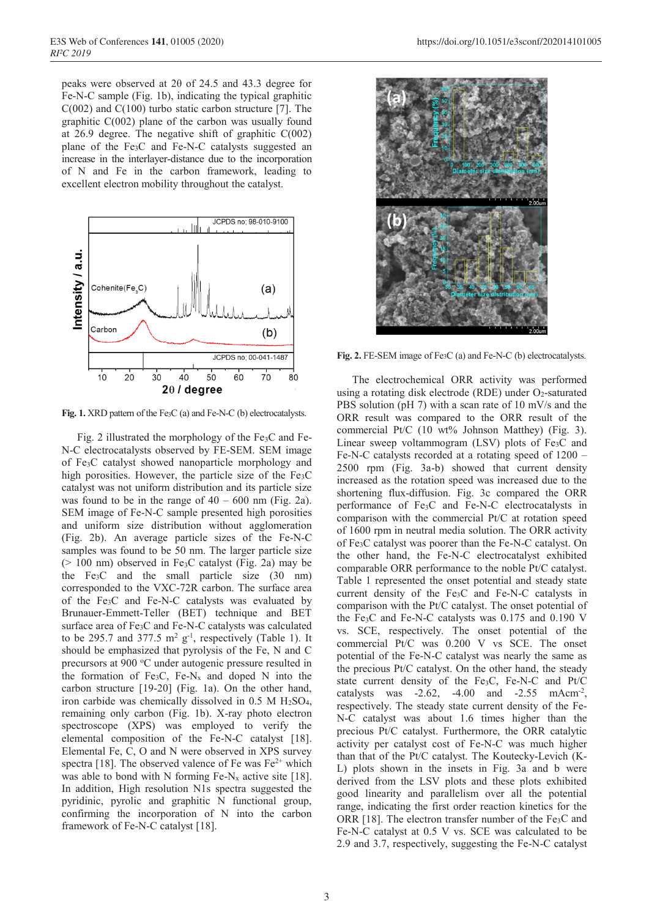peaks were observed at 2θ of 24.5 and 43.3 degree for Fe-N-C sample (Fig. 1b), indicating the typical graphitic C(002) and C(100) turbo static carbon structure [7]. The graphitic C(002) plane of the carbon was usually found at 26.9 degree. The negative shift of graphitic C(002) plane of the $Fe_3C$ and Fe-N-C catalysts suggested an increase in the interlayer-distance due to the incorporation of N and Fe in the carbon framework, leading to excellent electron mobility throughout the catalyst.

**Fig. 1.** XRD pattern of the $Fe_3C$ (a) and Fe-N-C (b) electrocatalysts.

Fig. 2 illustrated the morphology of the $Fe_3C$ and Fe-N-C electrocatalysts observed by FE-SEM. SEM image of $Fe_3C$ catalyst showed nanoparticle morphology and high porosities. However, the particle size of the $Fe_3C$ catalyst was not uniform distribution and its particle size was found to be in the range of 40 – 600 nm (Fig. 2a). SEM image of Fe-N-C sample presented high porosities and uniform size distribution without agglomeration (Fig. 2b). An average particle sizes of the Fe-N-C samples was found to be 50 nm. The larger particle size (> 100 nm) observed in $Fe_3C$ catalyst (Fig. 2a) may be the $Fe_3C$ and the small particle size (30 nm) corresponded to the VXC-72R carbon. The surface area of the $Fe_3C$ and Fe-N-C catalysts was evaluated by Brunauer-Emmett-Teller (BET) technique and BET surface area of $Fe_3C$ and Fe-N-C catalysts was calculated to be 295.7 and 377.5 $m^2\ g^{-1}$, respectively (Table 1). It should be emphasized that pyrolysis of the Fe, N and C precursors at 900 $^oC$ under autogenic pressure resulted in the formation of $Fe_3C$, $Fe\text{-}N_x$ and doped N into the carbon structure [19-20] (Fig. 1a). On the other hand, iron carbide was chemically dissolved in 0.5 M $H_2SO_4$, remaining only carbon (Fig. 1b). X-ray photo electron spectroscope (XPS) was employed to verify the elemental composition of the Fe-N-C catalyst [18]. Elemental Fe, C, O and N were observed in XPS survey spectra [18]. The observed valence of Fe was $Fe^{2+}$ which was able to bond with N forming $Fe\text{-}N_x$ active site [18]. In addition, High resolution N1s spectra suggested the pyridinic, pyrolic and graphitic N functional group, confirming the incorporation of N into the carbon framework of Fe-N-C catalyst [18].

**Fig. 2.** FE-SEM image of $Fe_3C$ (a) and Fe-N-C (b) electrocatalysts.

The electrochemical ORR activity was performed using a rotating disk electrode (RDE) under $O_2$-saturated PBS solution (pH 7) with a scan rate of 10 mV/s and the ORR result was compared to the ORR result of the commercial Pt/C (10 wt% Johnson Matthey) (Fig. 3). Linear sweep voltammogram (LSV) plots of $Fe_3C$ and Fe-N-C catalysts recorded at a rotating speed of 1200 – 2500 rpm (Fig. 3a-b) showed that current density increased as the rotation speed was increased due to the shortening flux-diffusion. Fig. 3c compared the ORR performance of $Fe_3C$ and Fe-N-C electrocatalysts in comparison with the commercial Pt/C at rotation speed of 1600 rpm in neutral media solution. The ORR activity of $Fe_3C$ catalyst was poorer than the Fe-N-C catalyst. On the other hand, the Fe-N-C electrocatalyst exhibited comparable ORR performance to the noble Pt/C catalyst. Table 1 represented the onset potential and steady state current density of the $Fe_3C$ and Fe-N-C catalysts in comparison with the Pt/C catalyst. The onset potential of the $Fe_3C$ and Fe-N-C catalysts was 0.175 and 0.190 V vs. SCE, respectively. The onset potential of the commercial Pt/C was 0.200 V vs SCE. The onset potential of the Fe-N-C catalyst was nearly the same as the precious Pt/C catalyst. On the other hand, the steady state current density of the $Fe_3C$, Fe-N-C and Pt/C catalysts was -2.62, -4.00 and -2.55 $mAcm^{-2}$, respectively. The steady state current density of the Fe-N-C catalyst was about 1.6 times higher than the precious Pt/C catalyst. Furthermore, the ORR catalytic activity per catalyst cost of Fe-N-C was much higher than that of the Pt/C catalyst. The Koutecky-Levich (K-L) plots shown in the insets in Fig. 3a and b were derived from the LSV plots and these plots exhibited good linearity and parallelism over all the potential range, indicating the first order reaction kinetics for the ORR [18]. The electron transfer number of the $Fe_3C$ and Fe-N-C catalyst at 0.5 V vs. SCE was calculated to be 2.9 and 3.7, respectively, suggesting the Fe-N-C catalyst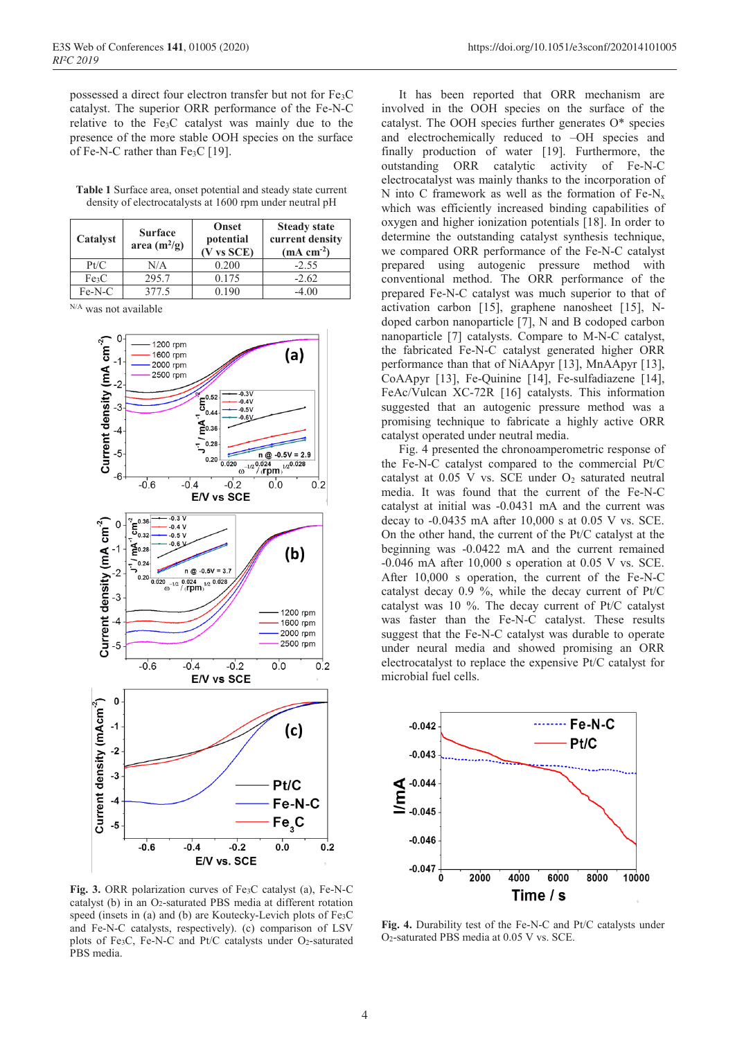possessed a direct four electron transfer but not for $Fe_3C$ catalyst. The superior ORR performance of the Fe-N-C relative to the $Fe_3C$ was mainly due to the presence of the more stable OOH species on the surface of Fe-N-C rather than $Fe_3C$ [19].

**Table 1** Surface area, onset potential and steady state current density of electrocatalysts at 1600 rpm under neutral pH

| Catalyst | Surface area ($m^2/g$) | Onset potential (V vs SCE) | Steady state current density ($mA\ cm^{-2}$) |
|---|---|---|---|
| Pt/C | N/A | 0.200 | -2.55 |
| $Fe_3C$ | 295.7 | 0.175 | -2.62 |
| Fe-N-C | 377.5 | 0.190 | -4.00 |

N/A was not available

**Fig. 3.** ORR polarization curves of $Fe_3C$ catalyst (a), Fe-N-C catalyst (b) in an $O_2$-saturated PBS media at different rotation speed (insets in (a) and (b) are Koutecky-Levich plots of $Fe_3C$ and Fe-N-C catalysts, respectively). (c) comparison of LSV plots of $Fe_3C$, Fe-N-C and Pt/C catalysts under $O_2$-saturated PBS media.

It has been reported that ORR mechanism are involved in the OOH species on the surface of the catalyst. The OOH species further generates O* species and electrochemically reduced to –OH species and finally production of water [19]. Furthermore, the outstanding ORR catalytic activity of Fe-N-C electrocatalyst was mainly thanks to the incorporation of N into C framework as well as the formation of Fe-$N_x$ which was efficiently increased binding capabilities of oxygen and higher ionization potentials [18]. In order to determine the outstanding catalyst synthesis technique, we compared ORR performance of the Fe-N-C catalyst prepared using autogenic pressure method with conventional method. The ORR performance of the prepared Fe-N-C catalyst was much superior to that of activation carbon [15], graphene nanosheet [15], N-doped carbon nanoparticle [7], N and B codoped carbon nanoparticle [7] catalysts. Compare to M-N-C catalyst, the fabricated Fe-N-C catalyst generated higher ORR performance than that of NiAApyr [13], MnAApyr [13], CoAApyr [13], Fe-Quinine [14], Fe-sulfadiazene [14], FeAc/Vulcan XC-72R [16] catalysts. This information suggested that an autogenic pressure method was a promising technique to fabricate a highly active ORR catalyst operated under neutral media.

Fig. 4 presented the chronoamperometric response of the Fe-N-C catalyst compared to the commercial Pt/C catalyst at 0.05 V vs. SCE under $O_2$ saturated neutral media. It was found that the current of the Fe-N-C catalyst at initial was -0.0431 mA and the current was decay to -0.0435 mA after 10,000 s at 0.05 V vs. SCE. On the other hand, the current of the Pt/C catalyst at the beginning was -0.0422 mA and the current remained -0.046 mA after 10,000 s operation at 0.05 V vs. SCE. After 10,000 s operation, the current of the Fe-N-C catalyst decay 0.9 %, while the decay current of Pt/C catalyst was 10 %. The decay current of Pt/C catalyst was faster than the Fe-N-C catalyst. These results suggest that the Fe-N-C catalyst was durable to operate under neural media and showed promising an ORR electrocatalyst to replace the expensive Pt/C catalyst for microbial fuel cells.

**Fig. 4.** Durability test of the Fe-N-C and Pt/C catalysts under $O_2$-saturated PBS media at 0.05 V vs. SCE.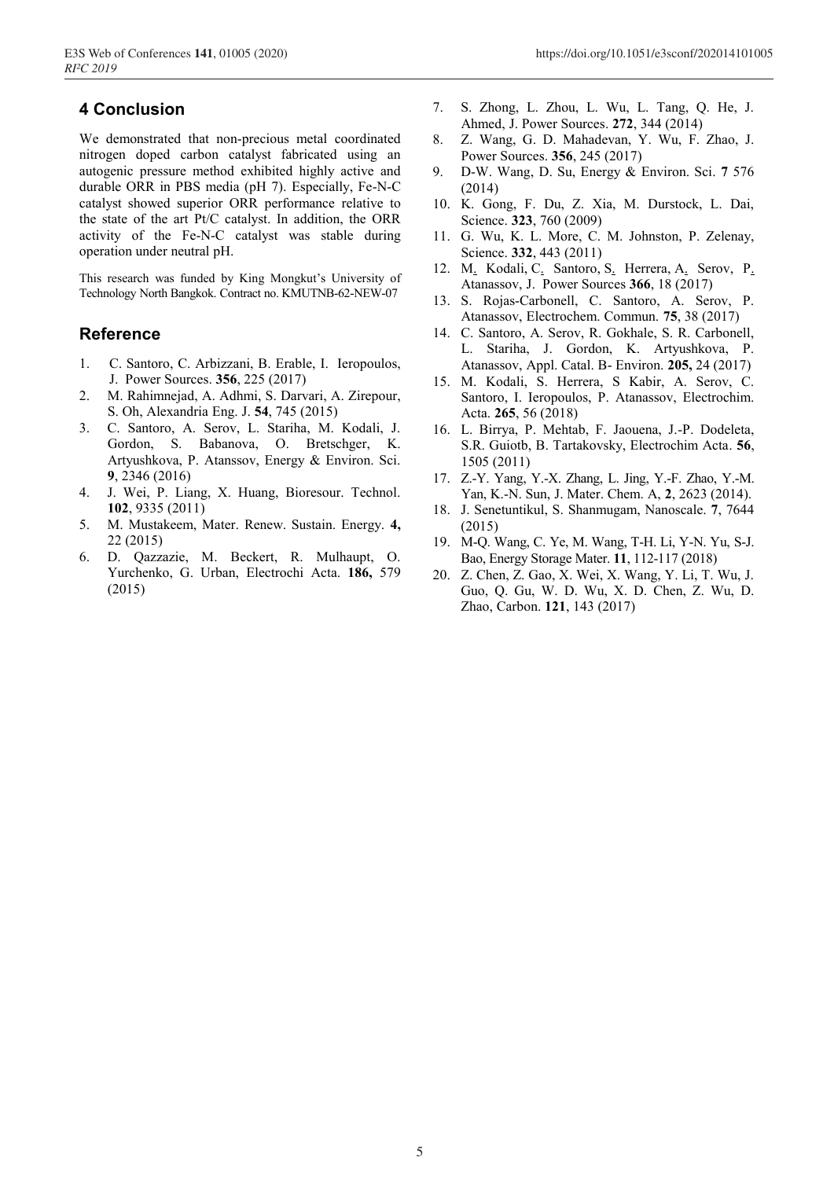## 4 Conclusion

We demonstrated that non-precious metal coordinated nitrogen doped carbon catalyst fabricated using an autogenic pressure method exhibited highly active and durable ORR in PBS media (pH 7). Especially, Fe-N-C catalyst showed superior ORR performance relative to the state of the art Pt/C catalyst. In addition, the ORR activity of the Fe-N-C catalyst was stable during operation under neutral pH.

This research was funded by King Mongkut's University of Technology North Bangkok. Contract no. KMUTNB-62-NEW-07

## Reference

1. C. Santoro, C. Arbizzani, B. Erable, I. Ieropoulos, J. Power Sources. **356**, 225 (2017)
2. M. Rahimnejad, A. Adhmi, S. Darvari, A. Zirepour, S. Oh, Alexandria Eng. J. **54**, 745 (2015)
3. C. Santoro, A. Serov, L. Stariha, M. Kodali, J. Gordon, S. Babanova, O. Bretschger, K. Artyushkova, P. Atanssov, Energy & Environ. Sci. **9**, 2346 (2016)
4. J. Wei, P. Liang, X. Huang, Bioresour. Technol. **102**, 9335 (2011)
5. M. Mustakeem, Mater. Renew. Sustain. Energy. **4,** 22 (2015)
6. D. Qazzazie, M. Beckert, R. Mulhaupt, O. Yurchenko, G. Urban, Electrochi Acta. **186,** 579 (2015)
7. S. Zhong, L. Zhou, L. Wu, L. Tang, Q. He, J. Ahmed, J. Power Sources. **272**, 344 (2014)
8. Z. Wang, G. D. Mahadevan, Y. Wu, F. Zhao, J. Power Sources. **356**, 245 (2017)
9. D-W. Wang, D. Su, Energy & Environ. Sci. **7** 576 (2014)
10. K. Gong, F. Du, Z. Xia, M. Durstock, L. Dai, Science. **323**, 760 (2009)
11. G. Wu, K. L. More, C. M. Johnston, P. Zelenay, Science. **332**, 443 (2011)
12. M. Kodali, C. Santoro, S. Herrera, A. Serov, P. Atanassov, J. Power Sources **366**, 18 (2017)
13. S. Rojas-Carbonell, C. Santoro, A. Serov, P. Atanassov, Electrochem. Commun. **75**, 38 (2017)
14. C. Santoro, A. Serov, R. Gokhale, S. R. Carbonell, L. Stariha, J. Gordon, K. Artyushkova, P. Atanassov, Appl. Catal. B- Environ. **205,** 24 (2017)
15. M. Kodali, S. Herrera, S Kabir, A. Serov, C. Santoro, I. Ieropoulos, P. Atanassov, Electrochim. Acta. **265**, 56 (2018)
16. L. Birrya, P. Mehtab, F. Jaouena, J.-P. Dodeleta, S.R. Guiotb, B. Tartakovsky, Electrochim Acta. **56**, 1505 (2011)
17. Z.-Y. Yang, Y.-X. Zhang, L. Jing, Y.-F. Zhao, Y.-M. Yan, K.-N. Sun, J. Mater. Chem. A, **2**, 2623 (2014).
18. J. Senetuntikul, S. Shanmugam, Nanoscale. **7**, 7644 (2015)
19. M-Q. Wang, C. Ye, M. Wang, T-H. Li, Y-N. Yu, S-J. Bao, Energy Storage Mater. **11**, 112-117 (2018)
20. Z. Chen, Z. Gao, X. Wei, X. Wang, Y. Li, T. Wu, J. Guo, Q. Gu, W. D. Wu, X. D. Chen, Z. Wu, D. Zhao, Carbon. **121**, 143 (2017)